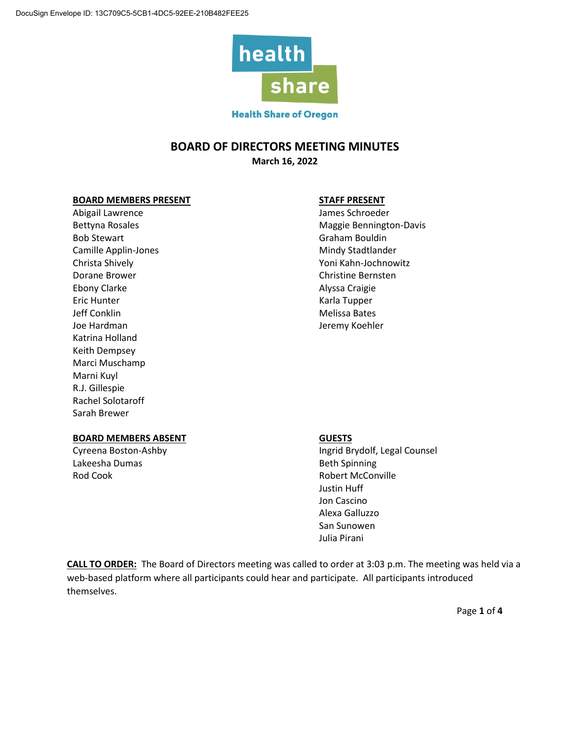DocuSign Envelope ID: 13C709C5-5CB1-4DC5-92EE-210B482FEE25

Health Share of Oregon

# BOARD OF DIRECTORS MEETING MINUTES

**March 16, 2022**

**BOARD MEMBERS PRESENT**

Abigail Lawrence
Bettyna Rosales
Bob Stewart
Camille Applin-Jones
Christa Shively
Dorane Brower
Ebony Clarke
Eric Hunter
Jeff Conklin
Joe Hardman
Katrina Holland
Keith Dempsey
Marci Muschamp
Marni Kuyl
R.J. Gillespie
Rachel Solotaroff
Sarah Brewer

**STAFF PRESENT**

James Schroeder
Maggie Bennington-Davis
Graham Bouldin
Mindy Stadtlander
Yoni Kahn-Jochnowitz
Christine Bernsten
Alyssa Craigie
Karla Tupper
Melissa Bates
Jeremy Koehler

**BOARD MEMBERS ABSENT**

Cyreena Boston-Ashby
Lakeesha Dumas
Rod Cook

**GUESTS**

Ingrid Brydolf, Legal Counsel
Beth Spinning
Robert McConville
Justin Huff
Jon Cascino
Alexa Galluzzo
San Sunowen
Julia Pirani

**CALL TO ORDER:** The Board of Directors meeting was called to order at 3:03 p.m. The meeting was held via a web-based platform where all participants could hear and participate. All participants introduced themselves.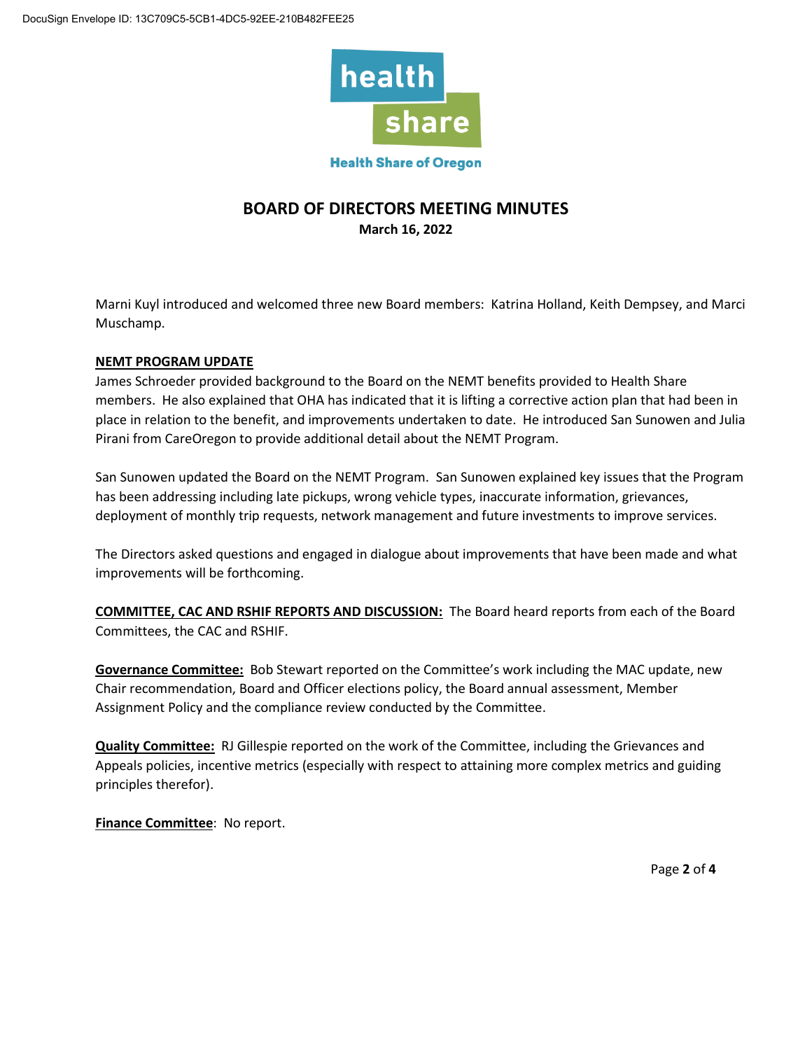# BOARD OF DIRECTORS MEETING MINUTES

**March 16, 2022**

Marni Kuyl introduced and welcomed three new Board members: Katrina Holland, Keith Dempsey, and Marci Muschamp.

**NEMT PROGRAM UPDATE**

James Schroeder provided background to the Board on the NEMT benefits provided to Health Share members. He also explained that OHA has indicated that it is lifting a corrective action plan that had been in place in relation to the benefit, and improvements undertaken to date. He introduced San Sunowen and Julia Pirani from CareOregon to provide additional detail about the NEMT Program.

San Sunowen updated the Board on the NEMT Program. San Sunowen explained key issues that the Program has been addressing including late pickups, wrong vehicle types, inaccurate information, grievances, deployment of monthly trip requests, network management and future investments to improve services.

The Directors asked questions and engaged in dialogue about improvements that have been made and what improvements will be forthcoming.

**COMMITTEE, CAC AND RSHIF REPORTS AND DISCUSSION:** The Board heard reports from each of the Board Committees, the CAC and RSHIF.

**Governance Committee:** Bob Stewart reported on the Committee's work including the MAC update, new Chair recommendation, Board and Officer elections policy, the Board annual assessment, Member Assignment Policy and the compliance review conducted by the Committee.

**Quality Committee:** RJ Gillespie reported on the work of the Committee, including the Grievances and Appeals policies, incentive metrics (especially with respect to attaining more complex metrics and guiding principles therefor).

**Finance Committee**: No report.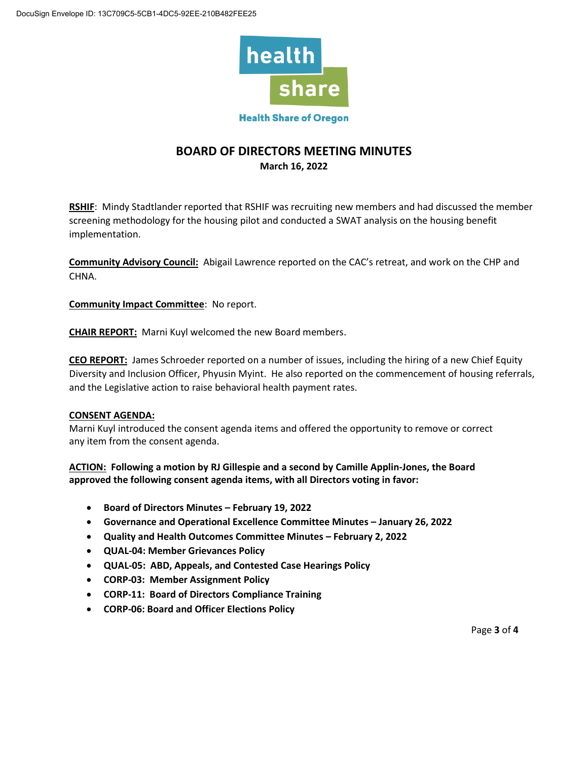# BOARD OF DIRECTORS MEETING MINUTES

**March 16, 2022**

**RSHIF**: Mindy Stadtlander reported that RSHIF was recruiting new members and had discussed the member screening methodology for the housing pilot and conducted a SWAT analysis on the housing benefit implementation.

**Community Advisory Council:** Abigail Lawrence reported on the CAC's retreat, and work on the CHP and CHNA.

**Community Impact Committee**: No report.

**CHAIR REPORT:** Marni Kuyl welcomed the new Board members.

**CEO REPORT:** James Schroeder reported on a number of issues, including the hiring of a new Chief Equity Diversity and Inclusion Officer, Phyusin Myint. He also reported on the commencement of housing referrals, and the Legislative action to raise behavioral health payment rates.

**CONSENT AGENDA:**

Marni Kuyl introduced the consent agenda items and offered the opportunity to remove or correct any item from the consent agenda.

**ACTION: Following a motion by RJ Gillespie and a second by Camille Applin-Jones, the Board approved the following consent agenda items, with all Directors voting in favor:**

- **Board of Directors Minutes – February 19, 2022**
- **Governance and Operational Excellence Committee Minutes – January 26, 2022**
- **Quality and Health Outcomes Committee Minutes – February 2, 2022**
- **QUAL-04: Member Grievances Policy**
- **QUAL-05: ABD, Appeals, and Contested Case Hearings Policy**
- **CORP-03: Member Assignment Policy**
- **CORP-11: Board of Directors Compliance Training**
- **CORP-06: Board and Officer Elections Policy**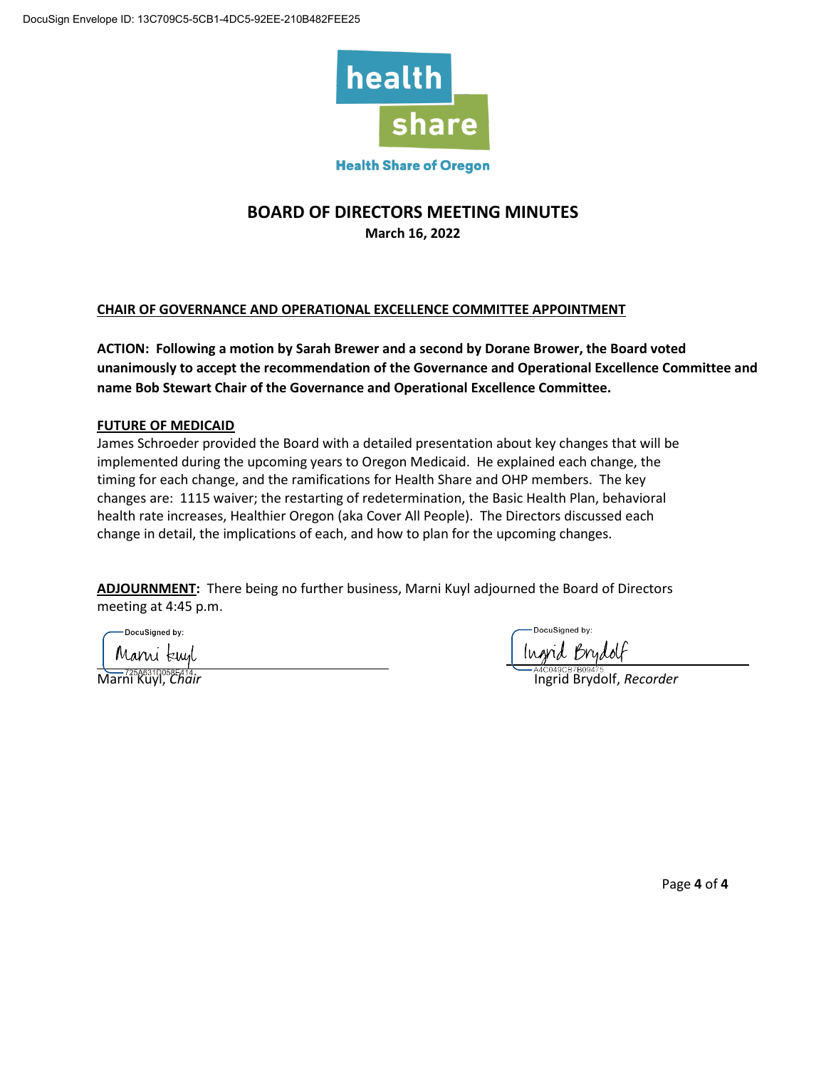# BOARD OF DIRECTORS MEETING MINUTES

**March 16, 2022**

**CHAIR OF GOVERNANCE AND OPERATIONAL EXCELLENCE COMMITTEE APPOINTMENT**

**ACTION: Following a motion by Sarah Brewer and a second by Dorane Brower, the Board voted unanimously to accept the recommendation of the Governance and Operational Excellence Committee and name Bob Stewart Chair of the Governance and Operational Excellence Committee.**

**FUTURE OF MEDICAID**

James Schroeder provided the Board with a detailed presentation about key changes that will be implemented during the upcoming years to Oregon Medicaid. He explained each change, the timing for each change, and the ramifications for Health Share and OHP members. The key changes are: 1115 waiver; the restarting of redetermination, the Basic Health Plan, behavioral health rate increases, Healthier Oregon (aka Cover All People). The Directors discussed each change in detail, the implications of each, and how to plan for the upcoming changes.

**ADJOURNMENT:** There being no further business, Marni Kuyl adjourned the Board of Directors meeting at 4:45 p.m.

DocuSigned by: Marni Kuyl
725A631D058E414
Marni Kuyl, *Chair*

DocuSigned by: Ingrid Brydolf
A4C049CB7B09475
Ingrid Brydolf, *Recorder*